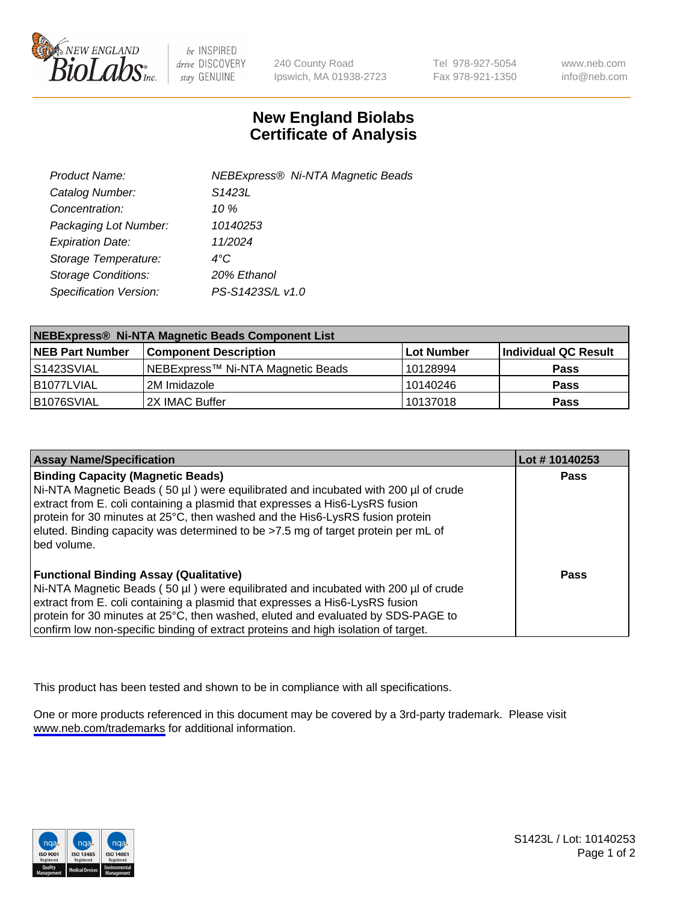# New England Biolabs Certificate of Analysis

| | |
|---|---|
| *Product Name:* | *NEBExpress® Ni-NTA Magnetic Beads* |
| *Catalog Number:* | *S1423L* |
| *Concentration:* | *10 %* |
| *Packaging Lot Number:* | *10140253* |
| *Expiration Date:* | *11/2024* |
| *Storage Temperature:* | *4°C* |
| *Storage Conditions:* | *20% Ethanol* |
| *Specification Version:* | *PS-S1423S/L v1.0* |

| NEBExpress® Ni-NTA Magnetic Beads Component List | | | |
|---|---|---|---|
| **NEB Part Number** | **Component Description** | **Lot Number** | **Individual QC Result** |
| S1423SVIAL | NEBExpress™ Ni-NTA Magnetic Beads | 10128994 | **Pass** |
| B1077LVIAL | 2M Imidazole | 10140246 | **Pass** |
| B1076SVIAL | 2X IMAC Buffer | 10137018 | **Pass** |

| Assay Name/Specification | Lot # 10140253 |
|---|---|
| **Binding Capacity (Magnetic Beads)**<br>Ni-NTA Magnetic Beads ( 50 µl ) were equilibrated and incubated with 200 µl of crude extract from E. coli containing a plasmid that expresses a His6-LysRS fusion protein for 30 minutes at 25°C, then washed and the His6-LysRS fusion protein eluted. Binding capacity was determined to be >7.5 mg of target protein per mL of bed volume. | **Pass** |
| **Functional Binding Assay (Qualitative)**<br>Ni-NTA Magnetic Beads ( 50 µl ) were equilibrated and incubated with 200 µl of crude extract from E. coli containing a plasmid that expresses a His6-LysRS fusion protein for 30 minutes at 25°C, then washed, eluted and evaluated by SDS-PAGE to confirm low non-specific binding of extract proteins and high isolation of target. | **Pass** |

This product has been tested and shown to be in compliance with all specifications.

One or more products referenced in this document may be covered by a 3rd-party trademark. Please visit www.neb.com/trademarks for additional information.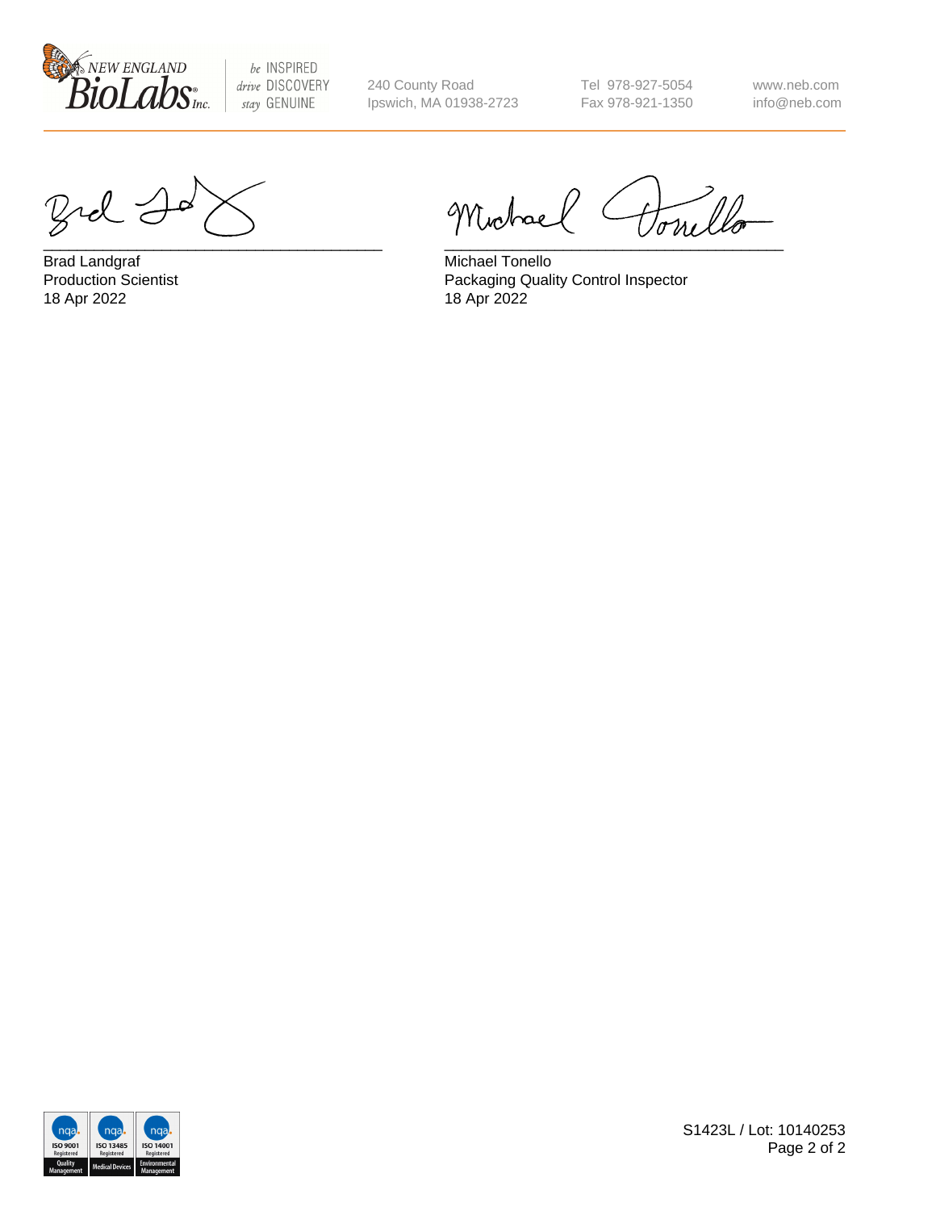New England BioLabs Inc. — be INSPIRED drive DISCOVERY stay GENUINE

240 County Road
Ipswich, MA 01938-2723

Tel 978-927-5054
Fax 978-921-1350

www.neb.com
info@neb.com

Brad Landgraf
Production Scientist
18 Apr 2022

Michael Tonello
Packaging Quality Control Inspector
18 Apr 2022

nqa ISO 9001 Registered Quality Management | nqa ISO 13485 Registered Medical Devices | nqa ISO 14001 Registered Environmental Management

S1423L / Lot: 10140253